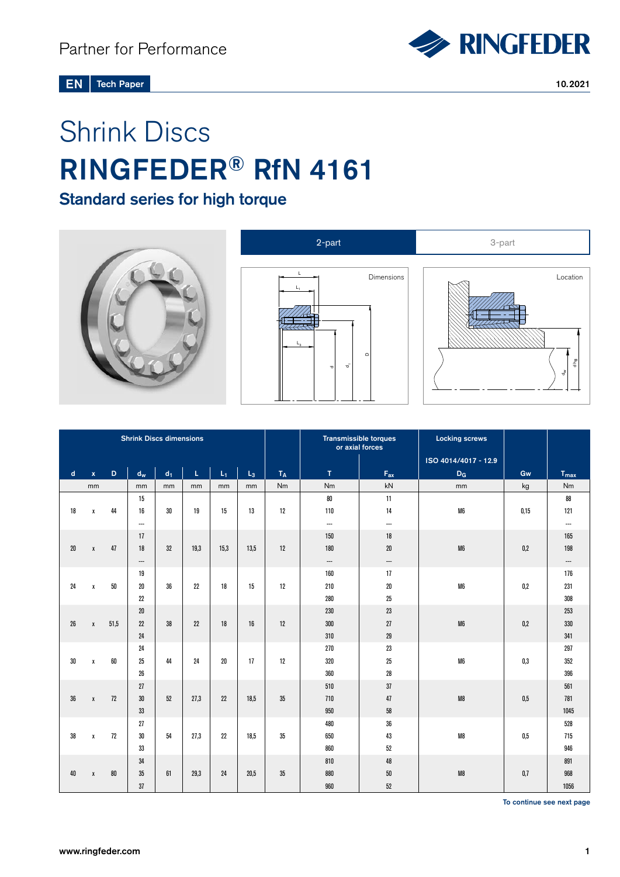Partner for Performance

EN Tech Paper

10.2021

# Shrink Discs

# RINGFEDER® RfN 4161

## Standard series for high torque

2-part | 3-part

Dimensions

Location

| Shrink Discs dimensions | | | | | | | | | Transmissible torques or axial forces | | Locking screws | | |
|---|---|---|---|---|---|---|---|---|---|---|---|---|---|
| | | | | | | | | | | | ISO 4014/4017 - 12.9 | | |
| d | x | D | $d_w$ | $d_1$ | L | $L_1$ | $L_3$ | $T_A$ | T | $F_{ax}$ | $D_G$ | Gw | $T_{max}$ |
| mm | | | mm | mm | mm | mm | mm | Nm | Nm | kN | mm | kg | Nm |
| 18 | x | 44 | 15 | 30 | 19 | 15 | 13 | 12 | 80 | 11 | M6 | 0,15 | 88 |
| | | | 16 | | | | | | 110 | 14 | | | 121 |
| | | | --- | | | | | | --- | --- | | | --- |
| 20 | x | 47 | 17 | 32 | 19,3 | 15,3 | 13,5 | 12 | 150 | 18 | M6 | 0,2 | 165 |
| | | | 18 | | | | | | 180 | 20 | | | 198 |
| | | | --- | | | | | | --- | --- | | | --- |
| 24 | x | 50 | 19 | 36 | 22 | 18 | 15 | 12 | 160 | 17 | M6 | 0,2 | 176 |
| | | | 20 | | | | | | 210 | 20 | | | 231 |
| | | | 22 | | | | | | 280 | 25 | | | 308 |
| 26 | x | 51,5 | 20 | 38 | 22 | 18 | 16 | 12 | 230 | 23 | M6 | 0,2 | 253 |
| | | | 22 | | | | | | 300 | 27 | | | 330 |
| | | | 24 | | | | | | 310 | 29 | | | 341 |
| 30 | x | 60 | 24 | 44 | 24 | 20 | 17 | 12 | 270 | 23 | M6 | 0,3 | 297 |
| | | | 25 | | | | | | 320 | 25 | | | 352 |
| | | | 26 | | | | | | 360 | 28 | | | 396 |
| 36 | x | 72 | 27 | 52 | 27,3 | 22 | 18,5 | 35 | 510 | 37 | M8 | 0,5 | 561 |
| | | | 30 | | | | | | 710 | 47 | | | 781 |
| | | | 33 | | | | | | 950 | 58 | | | 1045 |
| 38 | x | 72 | 27 | 54 | 27,3 | 22 | 18,5 | 35 | 480 | 36 | M8 | 0,5 | 528 |
| | | | 30 | | | | | | 650 | 43 | | | 715 |
| | | | 33 | | | | | | 860 | 52 | | | 946 |
| 40 | x | 80 | 34 | 61 | 29,3 | 24 | 20,5 | 35 | 810 | 48 | M8 | 0,7 | 891 |
| | | | 35 | | | | | | 880 | 50 | | | 968 |
| | | | 37 | | | | | | 960 | 52 | | | 1056 |

To continue see next page

www.ringfeder.com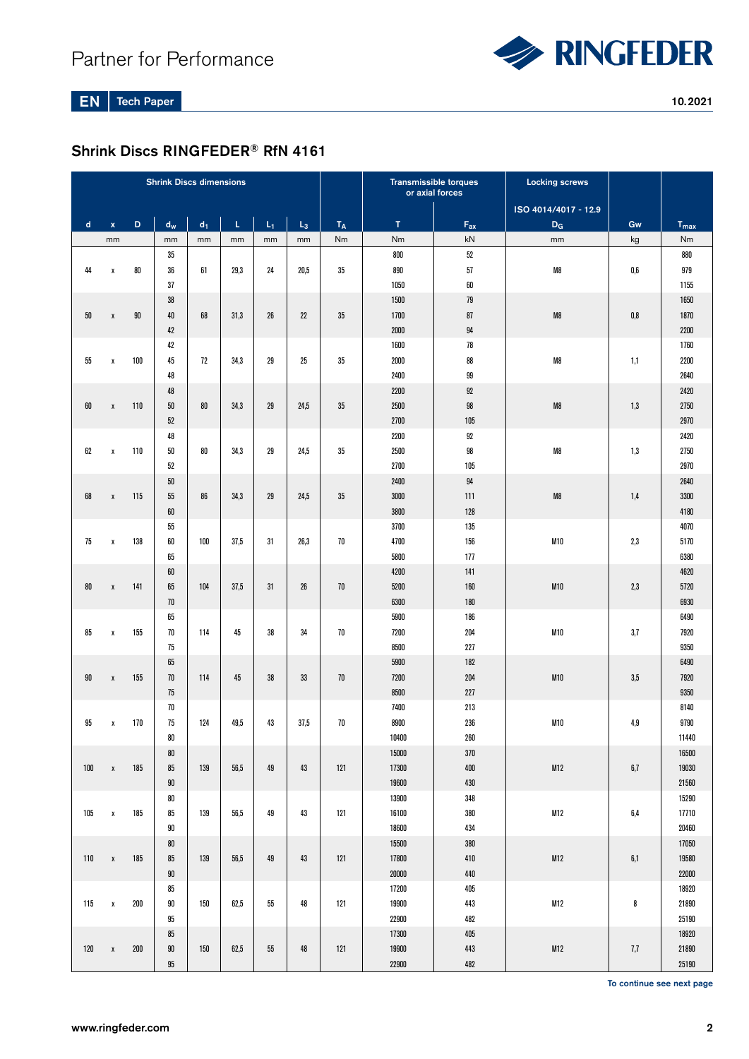## Shrink Discs RINGFEDER® RfN 4161

| Shrink Discs dimensions | | | | | | | | | Transmissible torques or axial forces | | Locking screws | | |
|---|---|---|---|---|---|---|---|---|---|---|---|---|---|
| | | | | | | | | | | | ISO 4014/4017 - 12.9 | | |
| d | x | D | $d_w$ | $d_1$ | L | $L_1$ | $L_3$ | $T_A$ | T | $F_{ax}$ | $D_G$ | Gw | $T_{max}$ |
| mm | | | mm | mm | mm | mm | mm | Nm | Nm | kN | mm | kg | Nm |
| | | | 35 | | | | | | 800 | 52 | | | 880 |
| 44 | x | 80 | 36 | 61 | 29,3 | 24 | 20,5 | 35 | 890 | 57 | M8 | 0,6 | 979 |
| | | | 37 | | | | | | 1050 | 60 | | | 1155 |
| | | | 38 | | | | | | 1500 | 79 | | | 1650 |
| 50 | x | 90 | 40 | 68 | 31,3 | 26 | 22 | 35 | 1700 | 87 | M8 | 0,8 | 1870 |
| | | | 42 | | | | | | 2000 | 94 | | | 2200 |
| | | | 42 | | | | | | 1600 | 78 | | | 1760 |
| 55 | x | 100 | 45 | 72 | 34,3 | 29 | 25 | 35 | 2000 | 88 | M8 | 1,1 | 2200 |
| | | | 48 | | | | | | 2400 | 99 | | | 2640 |
| | | | 48 | | | | | | 2200 | 92 | | | 2420 |
| 60 | x | 110 | 50 | 80 | 34,3 | 29 | 24,5 | 35 | 2500 | 98 | M8 | 1,3 | 2750 |
| | | | 52 | | | | | | 2700 | 105 | | | 2970 |
| | | | 48 | | | | | | 2200 | 92 | | | 2420 |
| 62 | x | 110 | 50 | 80 | 34,3 | 29 | 24,5 | 35 | 2500 | 98 | M8 | 1,3 | 2750 |
| | | | 52 | | | | | | 2700 | 105 | | | 2970 |
| | | | 50 | | | | | | 2400 | 94 | | | 2640 |
| 68 | x | 115 | 55 | 86 | 34,3 | 29 | 24,5 | 35 | 3000 | 111 | M8 | 1,4 | 3300 |
| | | | 60 | | | | | | 3800 | 128 | | | 4180 |
| | | | 55 | | | | | | 3700 | 135 | | | 4070 |
| 75 | x | 138 | 60 | 100 | 37,5 | 31 | 26,3 | 70 | 4700 | 156 | M10 | 2,3 | 5170 |
| | | | 65 | | | | | | 5800 | 177 | | | 6380 |
| | | | 60 | | | | | | 4200 | 141 | | | 4620 |
| 80 | x | 141 | 65 | 104 | 37,5 | 31 | 26 | 70 | 5200 | 160 | M10 | 2,3 | 5720 |
| | | | 70 | | | | | | 6300 | 180 | | | 6930 |
| | | | 65 | | | | | | 5900 | 186 | | | 6490 |
| 85 | x | 155 | 70 | 114 | 45 | 38 | 34 | 70 | 7200 | 204 | M10 | 3,7 | 7920 |
| | | | 75 | | | | | | 8500 | 227 | | | 9350 |
| | | | 65 | | | | | | 5900 | 182 | | | 6490 |
| 90 | x | 155 | 70 | 114 | 45 | 38 | 33 | 70 | 7200 | 204 | M10 | 3,5 | 7920 |
| | | | 75 | | | | | | 8500 | 227 | | | 9350 |
| | | | 70 | | | | | | 7400 | 213 | | | 8140 |
| 95 | x | 170 | 75 | 124 | 49,5 | 43 | 37,5 | 70 | 8900 | 236 | M10 | 4,9 | 9790 |
| | | | 80 | | | | | | 10400 | 260 | | | 11440 |
| | | | 80 | | | | | | 15000 | 370 | | | 16500 |
| 100 | x | 185 | 85 | 139 | 56,5 | 49 | 43 | 121 | 17300 | 400 | M12 | 6,7 | 19030 |
| | | | 90 | | | | | | 19600 | 430 | | | 21560 |
| | | | 80 | | | | | | 13900 | 348 | | | 15290 |
| 105 | x | 185 | 85 | 139 | 56,5 | 49 | 43 | 121 | 16100 | 380 | M12 | 6,4 | 17710 |
| | | | 90 | | | | | | 18600 | 434 | | | 20460 |
| | | | 80 | | | | | | 15500 | 380 | | | 17050 |
| 110 | x | 185 | 85 | 139 | 56,5 | 49 | 43 | 121 | 17800 | 410 | M12 | 6,1 | 19580 |
| | | | 90 | | | | | | 20000 | 440 | | | 22000 |
| | | | 85 | | | | | | 17200 | 405 | | | 18920 |
| 115 | x | 200 | 90 | 150 | 62,5 | 55 | 48 | 121 | 19900 | 443 | M12 | 8 | 21890 |
| | | | 95 | | | | | | 22900 | 482 | | | 25190 |
| | | | 85 | | | | | | 17300 | 405 | | | 18920 |
| 120 | x | 200 | 90 | 150 | 62,5 | 55 | 48 | 121 | 19900 | 443 | M12 | 7,7 | 21890 |
| | | | 95 | | | | | | 22900 | 482 | | | 25190 |

**To continue see next page**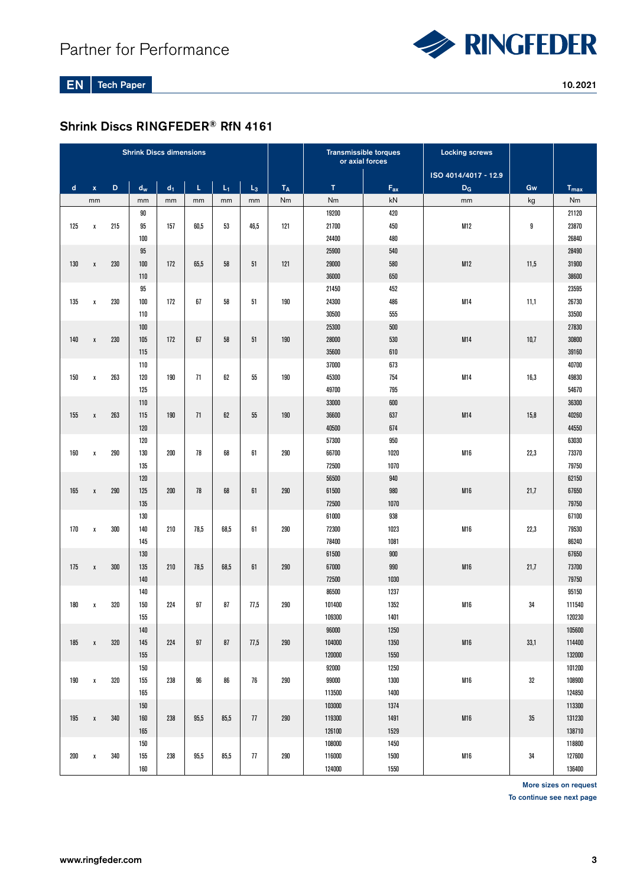## Shrink Discs RINGFEDER® RfN 4161

| Shrink Discs dimensions | | | | | | | | | Transmissible torques or axial forces | | Locking screws | | |
|---|---|---|---|---|---|---|---|---|---|---|---|---|---|
| | | | | | | | | | | | ISO 4014/4017 - 12.9 | | |
| d | x | D | $d_w$ | $d_1$ | L | $L_1$ | $L_3$ | $T_A$ | T | $F_{ax}$ | $D_G$ | Gw | $T_{max}$ |
| mm | | | mm | mm | mm | mm | mm | Nm | Nm | kN | mm | kg | Nm |
| | | | 90 | | | | | | 19200 | 420 | | | 21120 |
| 125 | x | 215 | 95 | 157 | 60,5 | 53 | 46,5 | 121 | 21700 | 450 | M12 | 9 | 23870 |
| | | | 100 | | | | | | 24400 | 480 | | | 26840 |
| | | | 95 | | | | | | 25900 | 540 | | | 28490 |
| 130 | x | 230 | 100 | 172 | 65,5 | 58 | 51 | 121 | 29000 | 580 | M12 | 11,5 | 31900 |
| | | | 110 | | | | | | 36000 | 650 | | | 38600 |
| | | | 95 | | | | | | 21450 | 452 | | | 23595 |
| 135 | x | 230 | 100 | 172 | 67 | 58 | 51 | 190 | 24300 | 486 | M14 | 11,1 | 26730 |
| | | | 110 | | | | | | 30500 | 555 | | | 33500 |
| | | | 100 | | | | | | 25300 | 500 | | | 27830 |
| 140 | x | 230 | 105 | 172 | 67 | 58 | 51 | 190 | 28000 | 530 | M14 | 10,7 | 30800 |
| | | | 115 | | | | | | 35600 | 610 | | | 39160 |
| | | | 110 | | | | | | 37000 | 673 | | | 40700 |
| 150 | x | 263 | 120 | 190 | 71 | 62 | 55 | 190 | 45300 | 754 | M14 | 16,3 | 49830 |
| | | | 125 | | | | | | 49700 | 795 | | | 54670 |
| | | | 110 | | | | | | 33000 | 600 | | | 36300 |
| 155 | x | 263 | 115 | 190 | 71 | 62 | 55 | 190 | 36600 | 637 | M14 | 15,8 | 40260 |
| | | | 120 | | | | | | 40500 | 674 | | | 44550 |
| | | | 120 | | | | | | 57300 | 950 | | | 63030 |
| 160 | x | 290 | 130 | 200 | 78 | 68 | 61 | 290 | 66700 | 1020 | M16 | 22,3 | 73370 |
| | | | 135 | | | | | | 72500 | 1070 | | | 79750 |
| | | | 120 | | | | | | 56500 | 940 | | | 62150 |
| 165 | x | 290 | 125 | 200 | 78 | 68 | 61 | 290 | 61500 | 980 | M16 | 21,7 | 67650 |
| | | | 135 | | | | | | 72500 | 1070 | | | 79750 |
| | | | 130 | | | | | | 61000 | 938 | | | 67100 |
| 170 | x | 300 | 140 | 210 | 78,5 | 68,5 | 61 | 290 | 72300 | 1023 | M16 | 22,3 | 79530 |
| | | | 145 | | | | | | 78400 | 1081 | | | 86240 |
| | | | 130 | | | | | | 61500 | 900 | | | 67650 |
| 175 | x | 300 | 135 | 210 | 78,5 | 68,5 | 61 | 290 | 67000 | 990 | M16 | 21,7 | 73700 |
| | | | 140 | | | | | | 72500 | 1030 | | | 79750 |
| | | | 140 | | | | | | 86500 | 1237 | | | 95150 |
| 180 | x | 320 | 150 | 224 | 97 | 87 | 77,5 | 290 | 101400 | 1352 | M16 | 34 | 111540 |
| | | | 155 | | | | | | 109300 | 1401 | | | 120230 |
| | | | 140 | | | | | | 96000 | 1250 | | | 105600 |
| 185 | x | 320 | 145 | 224 | 97 | 87 | 77,5 | 290 | 104000 | 1350 | M16 | 33,1 | 114400 |
| | | | 155 | | | | | | 120000 | 1550 | | | 132000 |
| | | | 150 | | | | | | 92000 | 1250 | | | 101200 |
| 190 | x | 320 | 155 | 238 | 96 | 86 | 76 | 290 | 99000 | 1300 | M16 | 32 | 108900 |
| | | | 165 | | | | | | 113500 | 1400 | | | 124850 |
| | | | 150 | | | | | | 103000 | 1374 | | | 113300 |
| 195 | x | 340 | 160 | 238 | 95,5 | 85,5 | 77 | 290 | 119300 | 1491 | M16 | 35 | 131230 |
| | | | 165 | | | | | | 126100 | 1529 | | | 138710 |
| | | | 150 | | | | | | 108000 | 1450 | | | 118800 |
| 200 | x | 340 | 155 | 238 | 95,5 | 85,5 | 77 | 290 | 116000 | 1500 | M16 | 34 | 127600 |
| | | | 160 | | | | | | 124000 | 1550 | | | 136400 |

**More sizes on request**

**To continue see next page**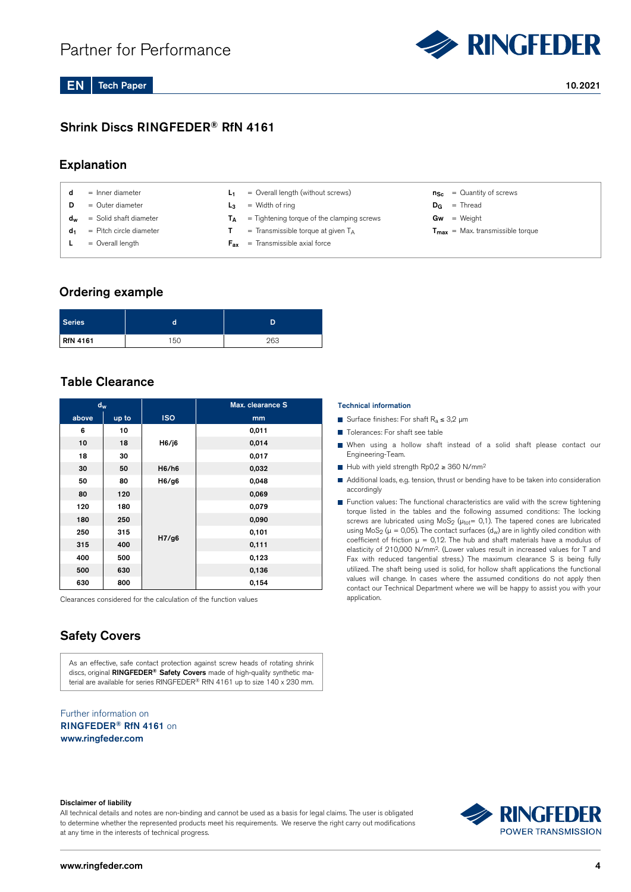# Shrink Discs RINGFEDER® RfN 4161

## Explanation

- **d** = Inner diameter
- **D** = Outer diameter
- $d_w$ = Solid shaft diameter
- $d_1$ = Pitch circle diameter
- **L** = Overall length
- $L_1$ = Overall length (without screws)
- $L_3$ = Width of ring
- $T_A$ = Tightening torque of the clamping screws
- **T** = Transmissible torque at given $T_A$
- $F_{ax}$ = Transmissible axial force
- $n_{Sc}$ = Quantity of screws
- $D_G$ = Thread
- **Gw** = Weight
- $T_{max}$ = Max. transmissible torque

## Ordering example

| Series | d | D |
|---|---|---|
| RfN 4161 | 150 | 263 |

## Table Clearance

| $d_w$ | | | Max. clearance S |
|---|---|---|---|
| above | up to | ISO | mm |
| 6 | 10 | H6/j6 | 0,011 |
| 10 | 18 | H6/j6 | 0,014 |
| 18 | 30 | H6/j6 | 0,017 |
| 30 | 50 | H6/h6 | 0,032 |
| 50 | 80 | H6/g6 | 0,048 |
| 80 | 120 | H7/g6 | 0,069 |
| 120 | 180 | H7/g6 | 0,079 |
| 180 | 250 | H7/g6 | 0,090 |
| 250 | 315 | H7/g6 | 0,101 |
| 315 | 400 | H7/g6 | 0,111 |
| 400 | 500 | H7/g6 | 0,123 |
| 500 | 630 | H7/g6 | 0,136 |
| 630 | 800 | H7/g6 | 0,154 |

Clearances considered for the calculation of the function values

### Technical information

- Surface finishes: For shaft $R_a \leq 3{,}2$ µm
- Tolerances: For shaft see table
- When using a hollow shaft instead of a solid shaft please contact our Engineering-Team.
- Hub with yield strength Rp0,2 ≥ 360 N/mm²
- Additional loads, e.g. tension, thrust or bending have to be taken into consideration accordingly
- Function values: The functional characteristics are valid with the screw tightening torque listed in the tables and the following assumed conditions: The locking screws are lubricated using $MoS_2$ ($\mu_{tot}$= 0,1). The tapered cones are lubricated using $MoS_2$ (μ = 0,05). The contact surfaces ($d_w$) are in lightly oiled condition with coefficient of friction μ = 0,12. The hub and shaft materials have a modulus of elasticity of 210,000 N/mm². (Lower values result in increased values for T and Fax with reduced tangential stress.) The maximum clearance S is being fully utilized. The shaft being used is solid, for hollow shaft applications the functional values will change. In cases where the assumed conditions do not apply then contact our Technical Department where we will be happy to assist you with your application.

## Safety Covers

As an effective, safe contact protection against screw heads of rotating shrink discs, original **RINGFEDER® Safety Covers** made of high-quality synthetic material are available for series RINGFEDER® RfN 4161 up to size 140 x 230 mm.

Further information on **RINGFEDER® RfN 4161** on **www.ringfeder.com**

**Disclaimer of liability**

All technical details and notes are non-binding and cannot be used as a basis for legal claims. The user is obligated to determine whether the represented products meet his requirements. We reserve the right carry out modifications at any time in the interests of technical progress.